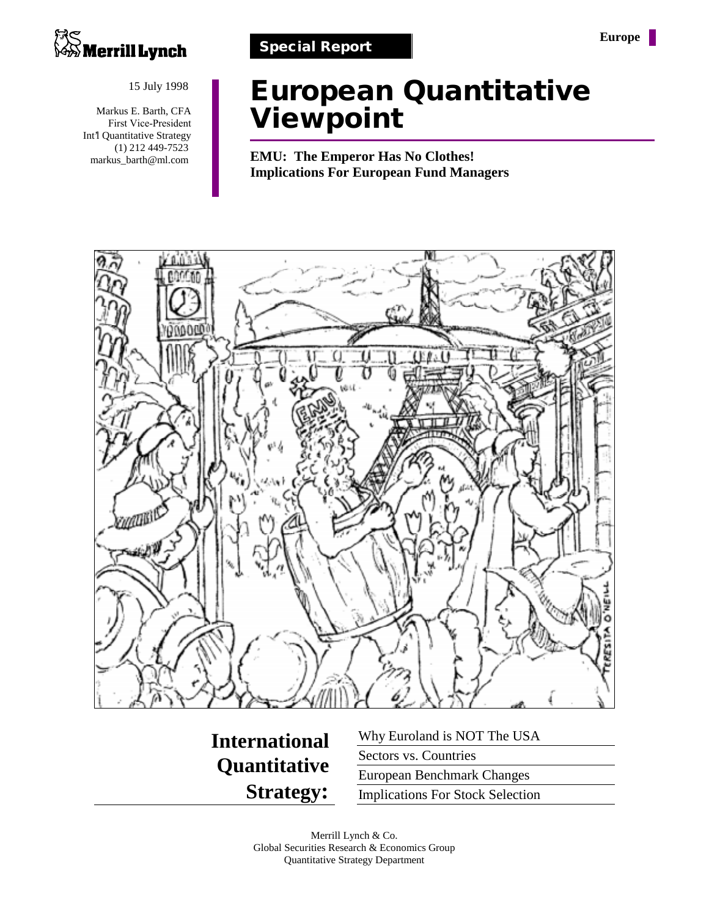Merrill Lynch

**Special Report**

**Europe**

15 July 1998

Markus E. Barth, CFA
First Vice-President
Int'l Quantitative Strategy
(1) 212 449-7523
markus_barth@ml.com

# European Quantitative Viewpoint

**EMU: The Emperor Has No Clothes!**
**Implications For European Fund Managers**

## International Quantitative Strategy:

- Why Euroland is NOT The USA
- Sectors vs. Countries
- European Benchmark Changes
- Implications For Stock Selection

Merrill Lynch & Co.
Global Securities Research & Economics Group
Quantitative Strategy Department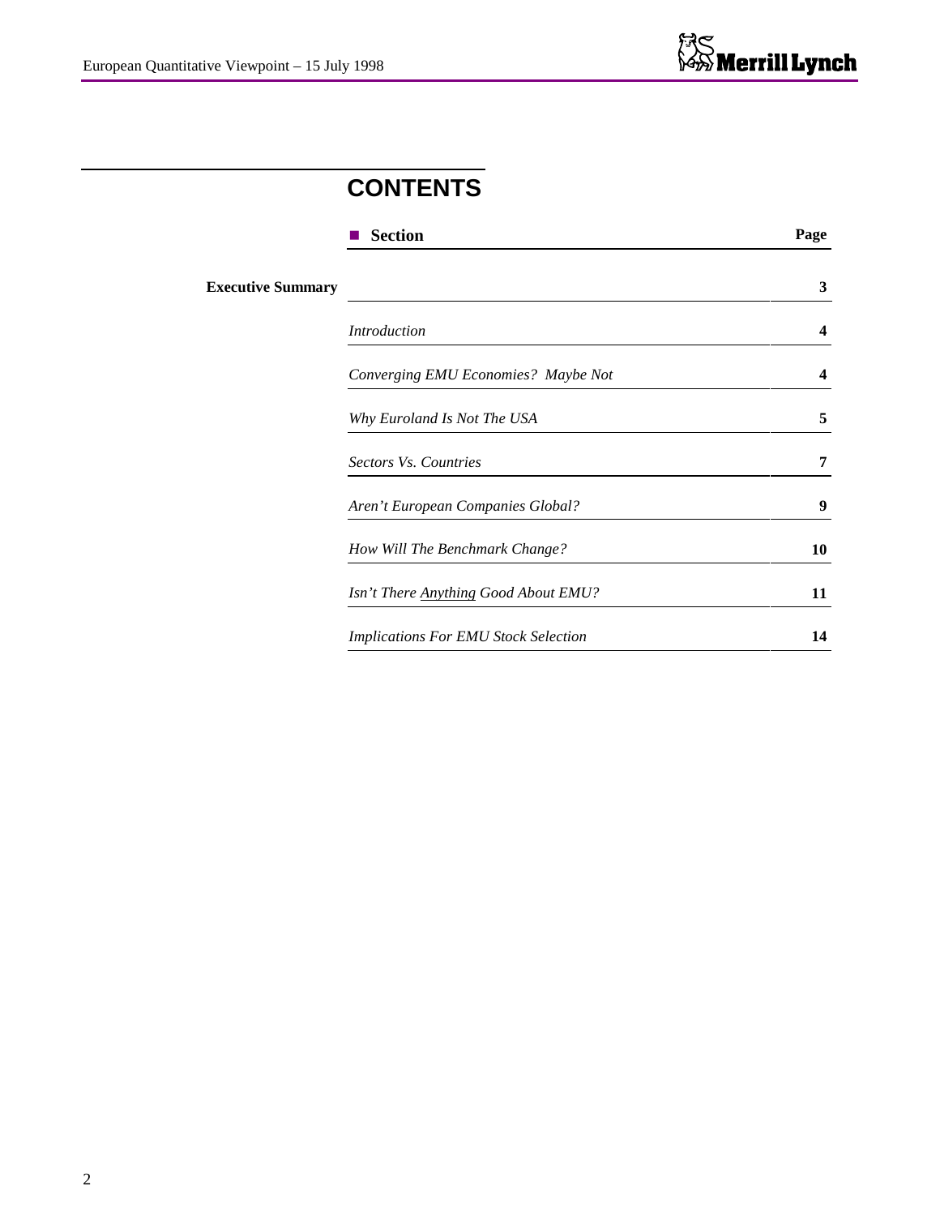# CONTENTS

| ■ **Section** | **Page** |
|---|---|
| **Executive Summary** | **3** |
| *Introduction* | **4** |
| *Converging EMU Economies? Maybe Not* | **4** |
| *Why Euroland Is Not The USA* | **5** |
| *Sectors Vs. Countries* | **7** |
| *Aren't European Companies Global?* | **9** |
| *How Will The Benchmark Change?* | **10** |
| *Isn't There Anything Good About EMU?* | **11** |
| *Implications For EMU Stock Selection* | **14** |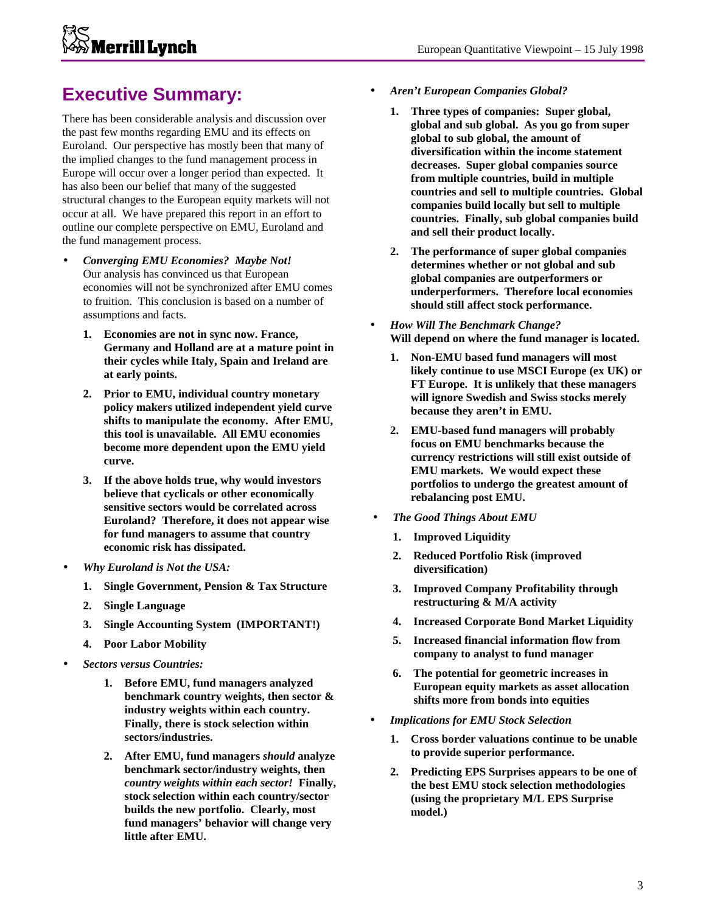# Executive Summary:

There has been considerable analysis and discussion over the past few months regarding EMU and its effects on Euroland. Our perspective has mostly been that many of the implied changes to the fund management process in Europe will occur over a longer period than expected. It has also been our belief that many of the suggested structural changes to the European equity markets will not occur at all. We have prepared this report in an effort to outline our complete perspective on EMU, Euroland and the fund management process.

- ***Converging EMU Economies? Maybe Not!***
  Our analysis has convinced us that European economies will not be synchronized after EMU comes to fruition. This conclusion is based on a number of assumptions and facts.

  1. **Economies are not in sync now. France, Germany and Holland are at a mature point in their cycles while Italy, Spain and Ireland are at early points.**
  2. **Prior to EMU, individual country monetary policy makers utilized independent yield curve shifts to manipulate the economy. After EMU, this tool is unavailable. All EMU economies become more dependent upon the EMU yield curve.**
  3. **If the above holds true, why would investors believe that cyclicals or other economically sensitive sectors would be correlated across Euroland? Therefore, it does not appear wise for fund managers to assume that country economic risk has dissipated.**

- ***Why Euroland is Not the USA:***
  1. **Single Government, Pension & Tax Structure**
  2. **Single Language**
  3. **Single Accounting System (IMPORTANT!)**
  4. **Poor Labor Mobility**

- ***Sectors versus Countries:***
  1. **Before EMU, fund managers analyzed benchmark country weights, then sector & industry weights within each country. Finally, there is stock selection within sectors/industries.**
  2. **After EMU, fund managers *should* analyze benchmark sector/industry weights, then *country weights within each sector!* Finally, stock selection within each country/sector builds the new portfolio. Clearly, most fund managers' behavior will change very little after EMU.**

- ***Aren't European Companies Global?***
  1. **Three types of companies: Super global, global and sub global. As you go from super global to sub global, the amount of diversification within the income statement decreases. Super global companies source from multiple countries, build in multiple countries and sell to multiple countries. Global companies build locally but sell to multiple countries. Finally, sub global companies build and sell their product locally.**
  2. **The performance of super global companies determines whether or not global and sub global companies are outperformers or underperformers. Therefore local economies should still affect stock performance.**

- ***How Will The Benchmark Change?***
  **Will depend on where the fund manager is located.**
  1. **Non-EMU based fund managers will most likely continue to use MSCI Europe (ex UK) or FT Europe. It is unlikely that these managers will ignore Swedish and Swiss stocks merely because they aren't in EMU.**
  2. **EMU-based fund managers will probably focus on EMU benchmarks because the currency restrictions will still exist outside of EMU markets. We would expect these portfolios to undergo the greatest amount of rebalancing post EMU.**

- ***The Good Things About EMU***
  1. **Improved Liquidity**
  2. **Reduced Portfolio Risk (improved diversification)**
  3. **Improved Company Profitability through restructuring & M/A activity**
  4. **Increased Corporate Bond Market Liquidity**
  5. **Increased financial information flow from company to analyst to fund manager**
  6. **The potential for geometric increases in European equity markets as asset allocation shifts more from bonds into equities**

- ***Implications for EMU Stock Selection***
  1. **Cross border valuations continue to be unable to provide superior performance.**
  2. **Predicting EPS Surprises appears to be one of the best EMU stock selection methodologies (using the proprietary M/L EPS Surprise model.)**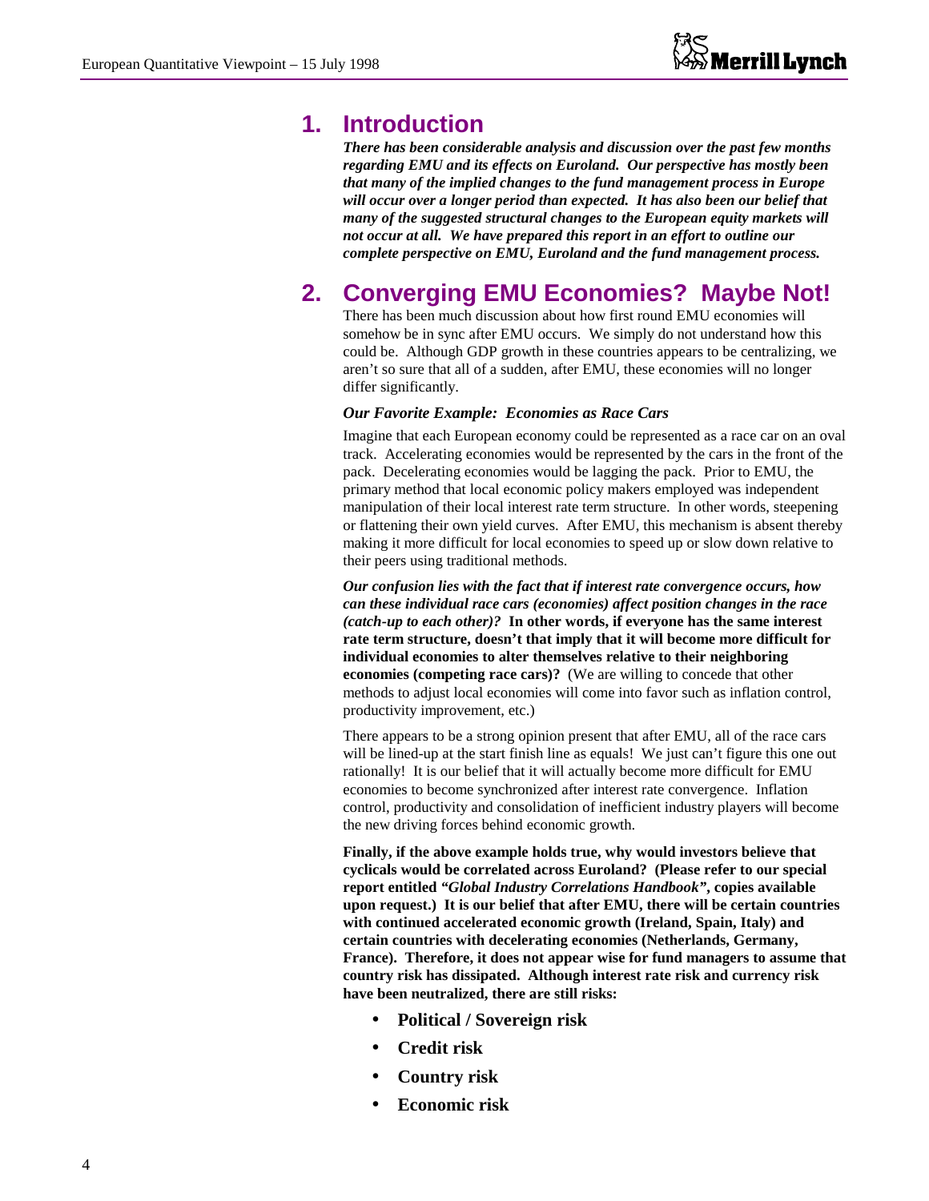# 1. Introduction

***There has been considerable analysis and discussion over the past few months regarding EMU and its effects on Euroland. Our perspective has mostly been that many of the implied changes to the fund management process in Europe will occur over a longer period than expected. It has also been our belief that many of the suggested structural changes to the European equity markets will not occur at all. We have prepared this report in an effort to outline our complete perspective on EMU, Euroland and the fund management process.***

# 2. Converging EMU Economies? Maybe Not!

There has been much discussion about how first round EMU economies will somehow be in sync after EMU occurs. We simply do not understand how this could be. Although GDP growth in these countries appears to be centralizing, we aren't so sure that all of a sudden, after EMU, these economies will no longer differ significantly.

### *Our Favorite Example: Economies as Race Cars*

Imagine that each European economy could be represented as a race car on an oval track. Accelerating economies would be represented by the cars in the front of the pack. Decelerating economies would be lagging the pack. Prior to EMU, the primary method that local economic policy makers employed was independent manipulation of their local interest rate term structure. In other words, steepening or flattening their own yield curves. After EMU, this mechanism is absent thereby making it more difficult for local economies to speed up or slow down relative to their peers using traditional methods.

***Our confusion lies with the fact that if interest rate convergence occurs, how can these individual race cars (economies) affect position changes in the race (catch-up to each other)?*** **In other words, if everyone has the same interest rate term structure, doesn't that imply that it will become more difficult for individual economies to alter themselves relative to their neighboring economies (competing race cars)?** (We are willing to concede that other methods to adjust local economies will come into favor such as inflation control, productivity improvement, etc.)

There appears to be a strong opinion present that after EMU, all of the race cars will be lined-up at the start finish line as equals! We just can't figure this one out rationally! It is our belief that it will actually become more difficult for EMU economies to become synchronized after interest rate convergence. Inflation control, productivity and consolidation of inefficient industry players will become the new driving forces behind economic growth.

**Finally, if the above example holds true, why would investors believe that cyclicals would be correlated across Euroland? (Please refer to our special report entitled *"Global Industry Correlations Handbook"*, copies available upon request.) It is our belief that after EMU, there will be certain countries with continued accelerated economic growth (Ireland, Spain, Italy) and certain countries with decelerating economies (Netherlands, Germany, France). Therefore, it does not appear wise for fund managers to assume that country risk has dissipated. Although interest rate risk and currency risk have been neutralized, there are still risks:**

- **Political / Sovereign risk**
- **Credit risk**
- **Country risk**
- **Economic risk**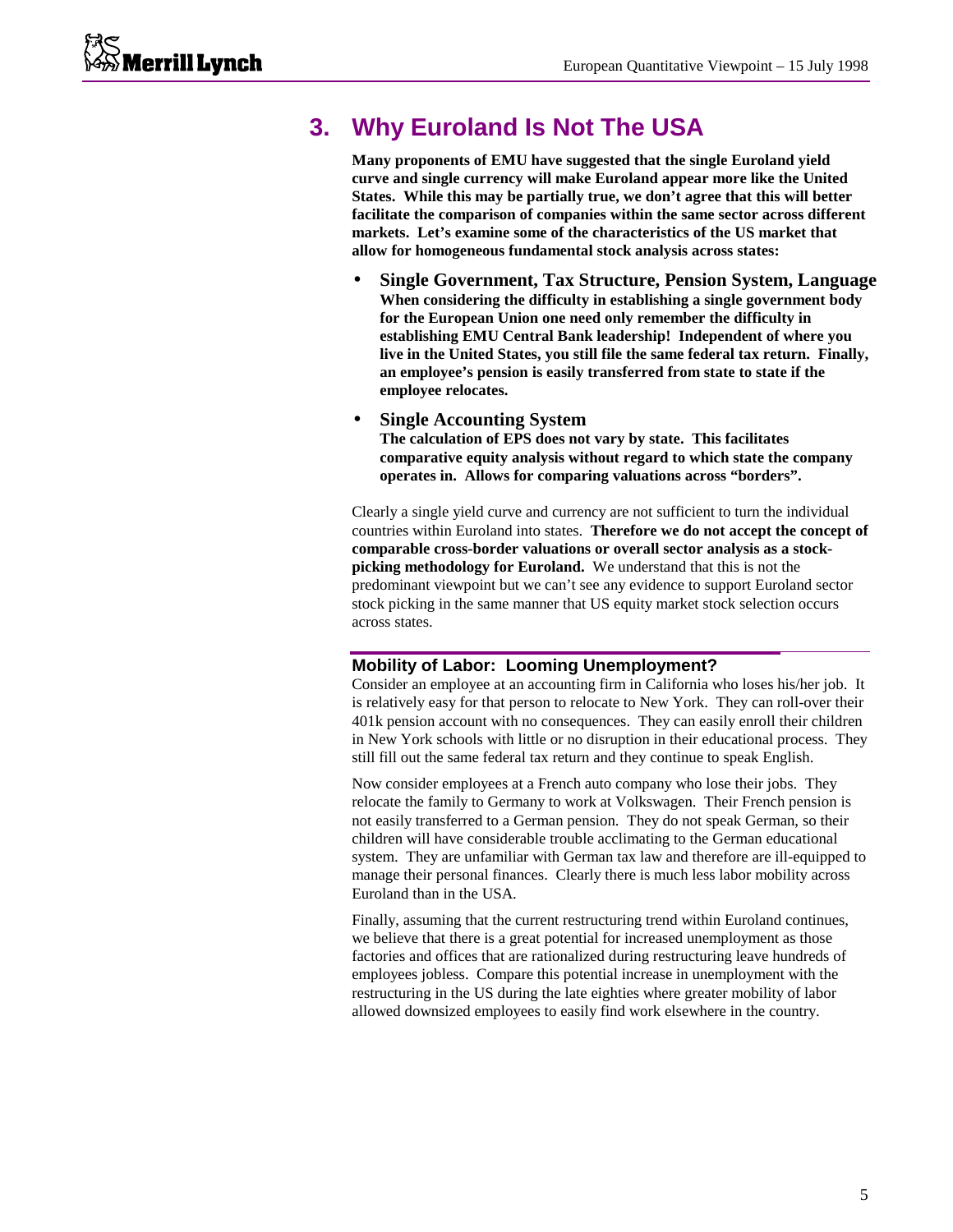## 3. Why Euroland Is Not The USA

**Many proponents of EMU have suggested that the single Euroland yield curve and single currency will make Euroland appear more like the United States. While this may be partially true, we don't agree that this will better facilitate the comparison of companies within the same sector across different markets. Let's examine some of the characteristics of the US market that allow for homogeneous fundamental stock analysis across states:**

- **Single Government, Tax Structure, Pension System, Language**
  **When considering the difficulty in establishing a single government body for the European Union one need only remember the difficulty in establishing EMU Central Bank leadership! Independent of where you live in the United States, you still file the same federal tax return. Finally, an employee's pension is easily transferred from state to state if the employee relocates.**

- **Single Accounting System**
  **The calculation of EPS does not vary by state. This facilitates comparative equity analysis without regard to which state the company operates in. Allows for comparing valuations across "borders".**

Clearly a single yield curve and currency are not sufficient to turn the individual countries within Euroland into states. **Therefore we do not accept the concept of comparable cross-border valuations or overall sector analysis as a stock-picking methodology for Euroland.** We understand that this is not the predominant viewpoint but we can't see any evidence to support Euroland sector stock picking in the same manner that US equity market stock selection occurs across states.

### Mobility of Labor: Looming Unemployment?

Consider an employee at an accounting firm in California who loses his/her job. It is relatively easy for that person to relocate to New York. They can roll-over their 401k pension account with no consequences. They can easily enroll their children in New York schools with little or no disruption in their educational process. They still fill out the same federal tax return and they continue to speak English.

Now consider employees at a French auto company who lose their jobs. They relocate the family to Germany to work at Volkswagen. Their French pension is not easily transferred to a German pension. They do not speak German, so their children will have considerable trouble acclimating to the German educational system. They are unfamiliar with German tax law and therefore are ill-equipped to manage their personal finances. Clearly there is much less labor mobility across Euroland than in the USA.

Finally, assuming that the current restructuring trend within Euroland continues, we believe that there is a great potential for increased unemployment as those factories and offices that are rationalized during restructuring leave hundreds of employees jobless. Compare this potential increase in unemployment with the restructuring in the US during the late eighties where greater mobility of labor allowed downsized employees to easily find work elsewhere in the country.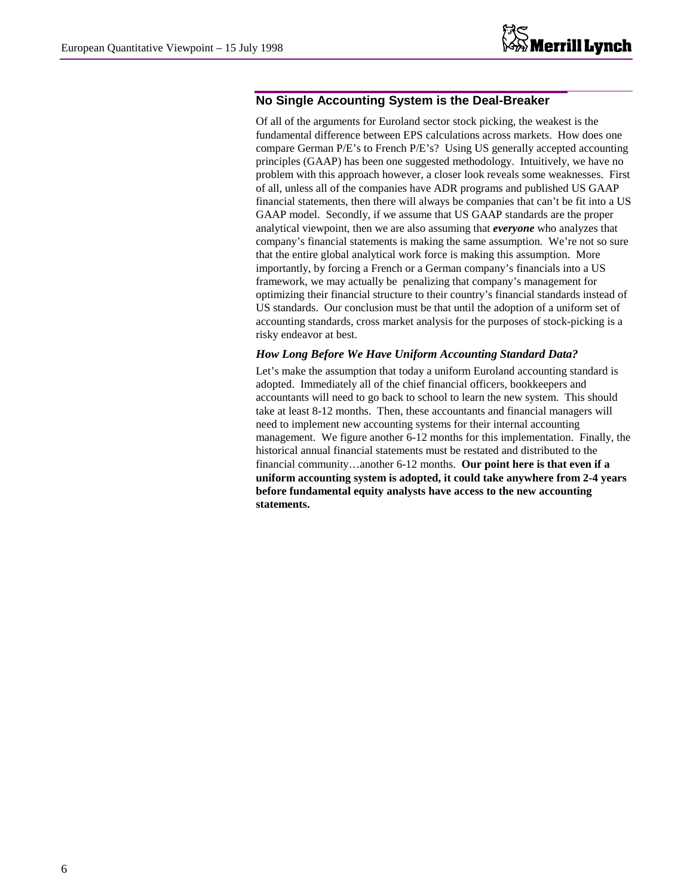## No Single Accounting System is the Deal-Breaker

Of all of the arguments for Euroland sector stock picking, the weakest is the fundamental difference between EPS calculations across markets. How does one compare German P/E's to French P/E's? Using US generally accepted accounting principles (GAAP) has been one suggested methodology. Intuitively, we have no problem with this approach however, a closer look reveals some weaknesses. First of all, unless all of the companies have ADR programs and published US GAAP financial statements, then there will always be companies that can't be fit into a US GAAP model. Secondly, if we assume that US GAAP standards are the proper analytical viewpoint, then we are also assuming that ***everyone*** who analyzes that company's financial statements is making the same assumption. We're not so sure that the entire global analytical work force is making this assumption. More importantly, by forcing a French or a German company's financials into a US framework, we may actually be penalizing that company's management for optimizing their financial structure to their country's financial standards instead of US standards. Our conclusion must be that until the adoption of a uniform set of accounting standards, cross market analysis for the purposes of stock-picking is a risky endeavor at best.

### *How Long Before We Have Uniform Accounting Standard Data?*

Let's make the assumption that today a uniform Euroland accounting standard is adopted. Immediately all of the chief financial officers, bookkeepers and accountants will need to go back to school to learn the new system. This should take at least 8-12 months. Then, these accountants and financial managers will need to implement new accounting systems for their internal accounting management. We figure another 6-12 months for this implementation. Finally, the historical annual financial statements must be restated and distributed to the financial community…another 6-12 months. **Our point here is that even if a uniform accounting system is adopted, it could take anywhere from 2-4 years before fundamental equity analysts have access to the new accounting statements.**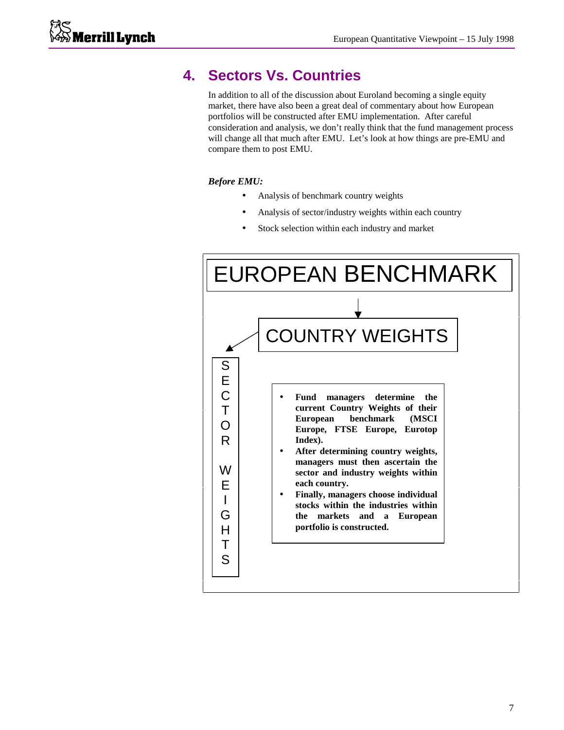## 4. Sectors Vs. Countries

In addition to all of the discussion about Euroland becoming a single equity market, there have also been a great deal of commentary about how European portfolios will be constructed after EMU implementation. After careful consideration and analysis, we don't really think that the fund management process will change all that much after EMU. Let's look at how things are pre-EMU and compare them to post EMU.

***Before EMU:***

- Analysis of benchmark country weights
- Analysis of sector/industry weights within each country
- Stock selection within each industry and market

EUROPEAN BENCHMARK

↓

COUNTRY WEIGHTS

↙

SECTOR WEIGHTS

- **Fund managers determine the current Country Weights of their European benchmark (MSCI Europe, FTSE Europe, Eurotop Index).**
- **After determining country weights, managers must then ascertain the sector and industry weights within each country.**
- **Finally, managers choose individual stocks within the industries within the markets and a European portfolio is constructed.**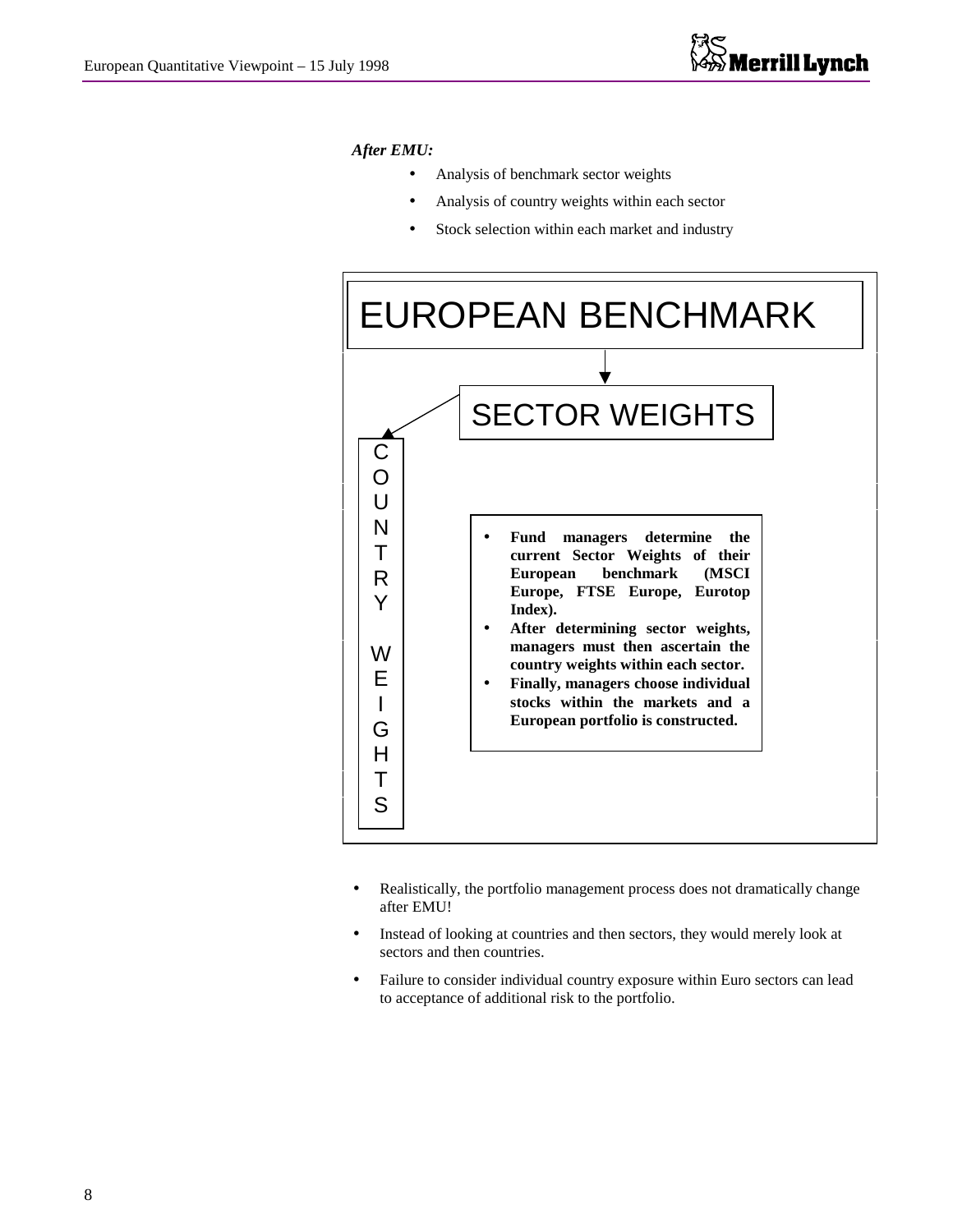***After EMU:***

- Analysis of benchmark sector weights
- Analysis of country weights within each sector
- Stock selection within each market and industry

EUROPEAN BENCHMARK

SECTOR WEIGHTS

COUNTRY WEIGHTS

- **Fund managers determine the current Sector Weights of their European benchmark (MSCI Europe, FTSE Europe, Eurotop Index).**
- **After determining sector weights, managers must then ascertain the country weights within each sector.**
- **Finally, managers choose individual stocks within the markets and a European portfolio is constructed.**

- Realistically, the portfolio management process does not dramatically change after EMU!
- Instead of looking at countries and then sectors, they would merely look at sectors and then countries.
- Failure to consider individual country exposure within Euro sectors can lead to acceptance of additional risk to the portfolio.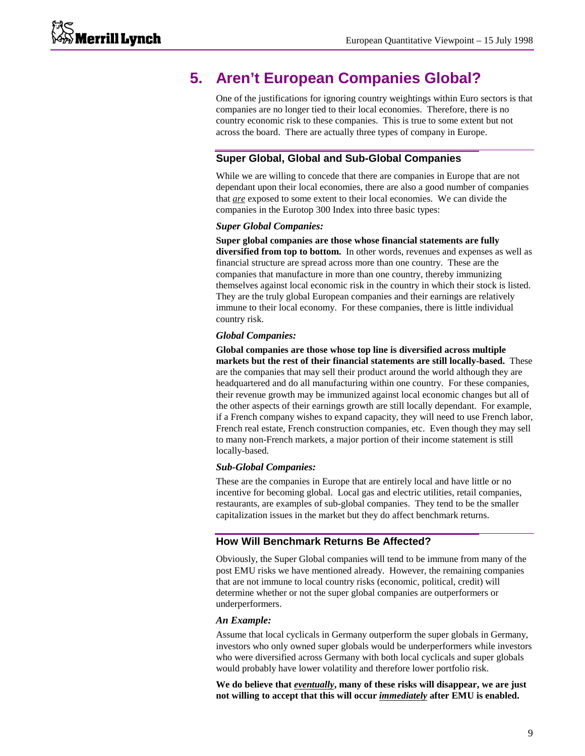# 5. Aren't European Companies Global?

One of the justifications for ignoring country weightings within Euro sectors is that companies are no longer tied to their local economies. Therefore, there is no country economic risk to these companies. This is true to some extent but not across the board. There are actually three types of company in Europe.

## Super Global, Global and Sub-Global Companies

While we are willing to concede that there are companies in Europe that are not dependant upon their local economies, there are also a good number of companies that ***are*** exposed to some extent to their local economies. We can divide the companies in the Eurotop 300 Index into three basic types:

### *Super Global Companies:*

**Super global companies are those whose financial statements are fully diversified from top to bottom.** In other words, revenues and expenses as well as financial structure are spread across more than one country. These are the companies that manufacture in more than one country, thereby immunizing themselves against local economic risk in the country in which their stock is listed. They are the truly global European companies and their earnings are relatively immune to their local economy. For these companies, there is little individual country risk.

### *Global Companies:*

**Global companies are those whose top line is diversified across multiple markets but the rest of their financial statements are still locally-based.** These are the companies that may sell their product around the world although they are headquartered and do all manufacturing within one country. For these companies, their revenue growth may be immunized against local economic changes but all of the other aspects of their earnings growth are still locally dependant. For example, if a French company wishes to expand capacity, they will need to use French labor, French real estate, French construction companies, etc. Even though they may sell to many non-French markets, a major portion of their income statement is still locally-based.

### *Sub-Global Companies:*

These are the companies in Europe that are entirely local and have little or no incentive for becoming global. Local gas and electric utilities, retail companies, restaurants, are examples of sub-global companies. They tend to be the smaller capitalization issues in the market but they do affect benchmark returns.

## How Will Benchmark Returns Be Affected?

Obviously, the Super Global companies will tend to be immune from many of the post EMU risks we have mentioned already. However, the remaining companies that are not immune to local country risks (economic, political, credit) will determine whether or not the super global companies are outperformers or underperformers.

### *An Example:*

Assume that local cyclicals in Germany outperform the super globals in Germany, investors who only owned super globals would be underperformers while investors who were diversified across Germany with both local cyclicals and super globals would probably have lower volatility and therefore lower portfolio risk.

**We do believe that *eventually*, many of these risks will disappear, we are just not willing to accept that this will occur *immediately* after EMU is enabled.**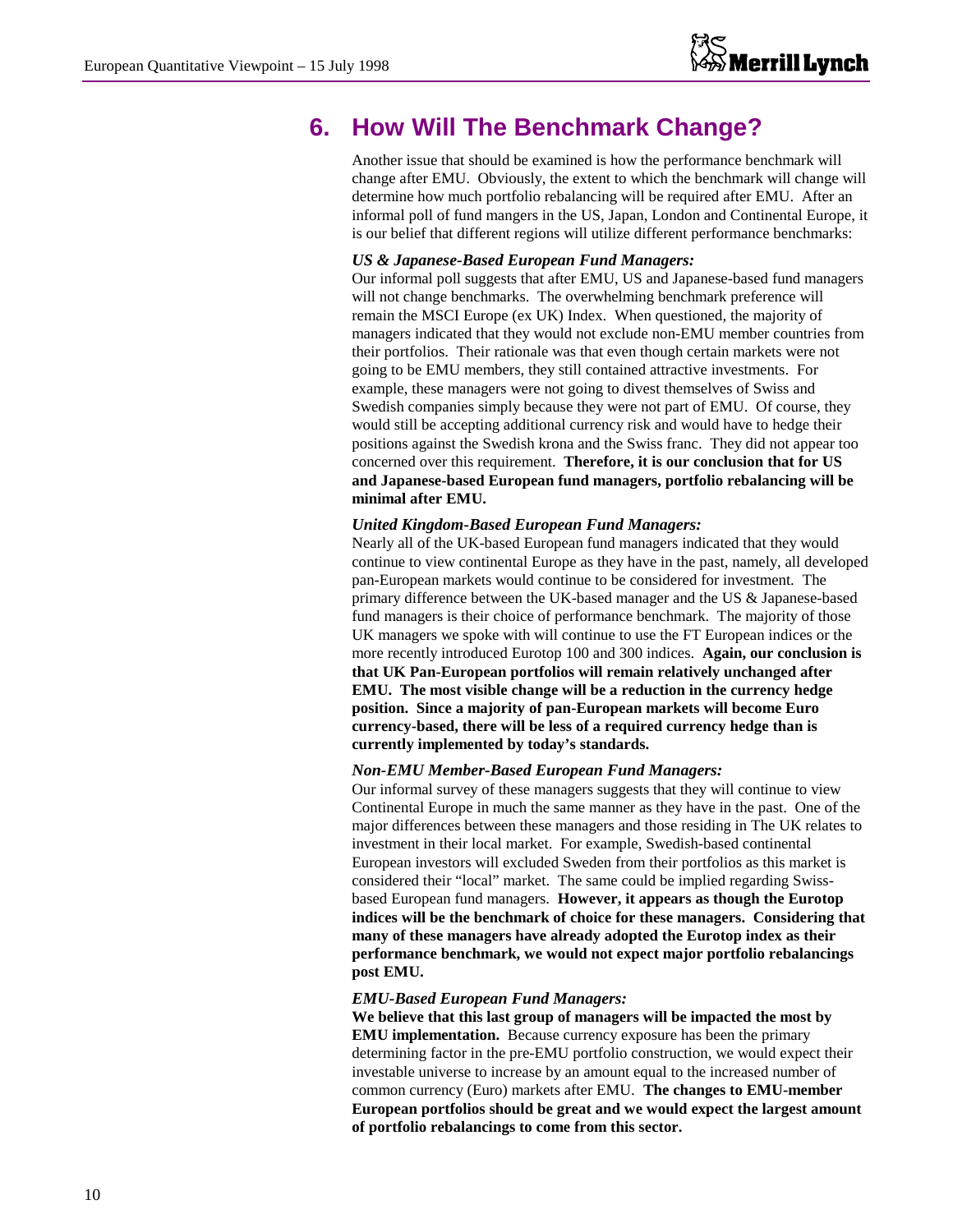# 6. How Will The Benchmark Change?

Another issue that should be examined is how the performance benchmark will change after EMU. Obviously, the extent to which the benchmark will change will determine how much portfolio rebalancing will be required after EMU. After an informal poll of fund mangers in the US, Japan, London and Continental Europe, it is our belief that different regions will utilize different performance benchmarks:

***US & Japanese-Based European Fund Managers:***

Our informal poll suggests that after EMU, US and Japanese-based fund managers will not change benchmarks. The overwhelming benchmark preference will remain the MSCI Europe (ex UK) Index. When questioned, the majority of managers indicated that they would not exclude non-EMU member countries from their portfolios. Their rationale was that even though certain markets were not going to be EMU members, they still contained attractive investments. For example, these managers were not going to divest themselves of Swiss and Swedish companies simply because they were not part of EMU. Of course, they would still be accepting additional currency risk and would have to hedge their positions against the Swedish krona and the Swiss franc. They did not appear too concerned over this requirement. **Therefore, it is our conclusion that for US and Japanese-based European fund managers, portfolio rebalancing will be minimal after EMU.**

***United Kingdom-Based European Fund Managers:***

Nearly all of the UK-based European fund managers indicated that they would continue to view continental Europe as they have in the past, namely, all developed pan-European markets would continue to be considered for investment. The primary difference between the UK-based manager and the US & Japanese-based fund managers is their choice of performance benchmark. The majority of those UK managers we spoke with will continue to use the FT European indices or the more recently introduced Eurotop 100 and 300 indices. **Again, our conclusion is that UK Pan-European portfolios will remain relatively unchanged after EMU. The most visible change will be a reduction in the currency hedge position. Since a majority of pan-European markets will become Euro currency-based, there will be less of a required currency hedge than is currently implemented by today's standards.**

***Non-EMU Member-Based European Fund Managers:***

Our informal survey of these managers suggests that they will continue to view Continental Europe in much the same manner as they have in the past. One of the major differences between these managers and those residing in The UK relates to investment in their local market. For example, Swedish-based continental European investors will excluded Sweden from their portfolios as this market is considered their "local" market. The same could be implied regarding Swiss-based European fund managers. **However, it appears as though the Eurotop indices will be the benchmark of choice for these managers. Considering that many of these managers have already adopted the Eurotop index as their performance benchmark, we would not expect major portfolio rebalancings post EMU.**

***EMU-Based European Fund Managers:***

**We believe that this last group of managers will be impacted the most by EMU implementation.** Because currency exposure has been the primary determining factor in the pre-EMU portfolio construction, we would expect their investable universe to increase by an amount equal to the increased number of common currency (Euro) markets after EMU. **The changes to EMU-member European portfolios should be great and we would expect the largest amount of portfolio rebalancings to come from this sector.**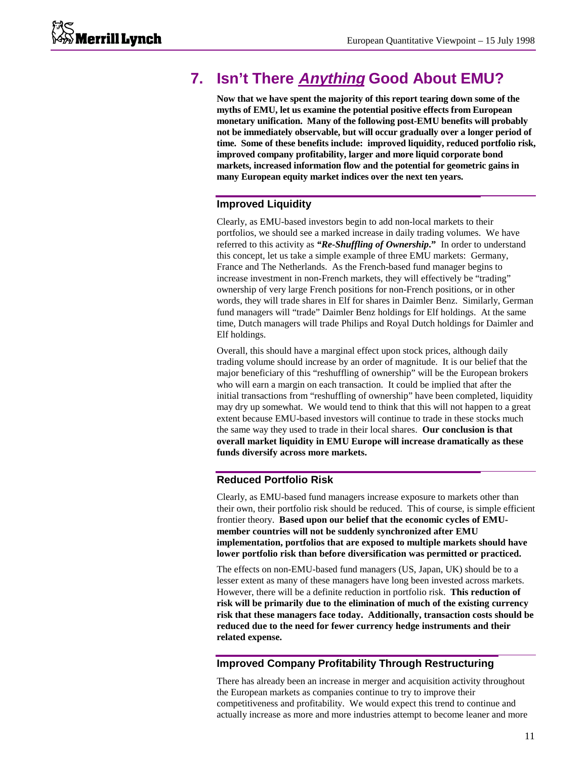# 7. Isn't There ***Anything*** Good About EMU?

**Now that we have spent the majority of this report tearing down some of the myths of EMU, let us examine the potential positive effects from European monetary unification. Many of the following post-EMU benefits will probably not be immediately observable, but will occur gradually over a longer period of time. Some of these benefits include: improved liquidity, reduced portfolio risk, improved company profitability, larger and more liquid corporate bond markets, increased information flow and the potential for geometric gains in many European equity market indices over the next ten years.**

## Improved Liquidity

Clearly, as EMU-based investors begin to add non-local markets to their portfolios, we should see a marked increase in daily trading volumes. We have referred to this activity as ***"Re-Shuffling of Ownership."*** In order to understand this concept, let us take a simple example of three EMU markets: Germany, France and The Netherlands. As the French-based fund manager begins to increase investment in non-French markets, they will effectively be "trading" ownership of very large French positions for non-French positions, or in other words, they will trade shares in Elf for shares in Daimler Benz. Similarly, German fund managers will "trade" Daimler Benz holdings for Elf holdings. At the same time, Dutch managers will trade Philips and Royal Dutch holdings for Daimler and Elf holdings.

Overall, this should have a marginal effect upon stock prices, although daily trading volume should increase by an order of magnitude. It is our belief that the major beneficiary of this "reshuffling of ownership" will be the European brokers who will earn a margin on each transaction. It could be implied that after the initial transactions from "reshuffling of ownership" have been completed, liquidity may dry up somewhat. We would tend to think that this will not happen to a great extent because EMU-based investors will continue to trade in these stocks much the same way they used to trade in their local shares. **Our conclusion is that overall market liquidity in EMU Europe will increase dramatically as these funds diversify across more markets.**

## Reduced Portfolio Risk

Clearly, as EMU-based fund managers increase exposure to markets other than their own, their portfolio risk should be reduced. This of course, is simple efficient frontier theory. **Based upon our belief that the economic cycles of EMU-member countries will not be suddenly synchronized after EMU implementation, portfolios that are exposed to multiple markets should have lower portfolio risk than before diversification was permitted or practiced.**

The effects on non-EMU-based fund managers (US, Japan, UK) should be to a lesser extent as many of these managers have long been invested across markets. However, there will be a definite reduction in portfolio risk. **This reduction of risk will be primarily due to the elimination of much of the existing currency risk that these managers face today. Additionally, transaction costs should be reduced due to the need for fewer currency hedge instruments and their related expense.**

## Improved Company Profitability Through Restructuring

There has already been an increase in merger and acquisition activity throughout the European markets as companies continue to try to improve their competitiveness and profitability. We would expect this trend to continue and actually increase as more and more industries attempt to become leaner and more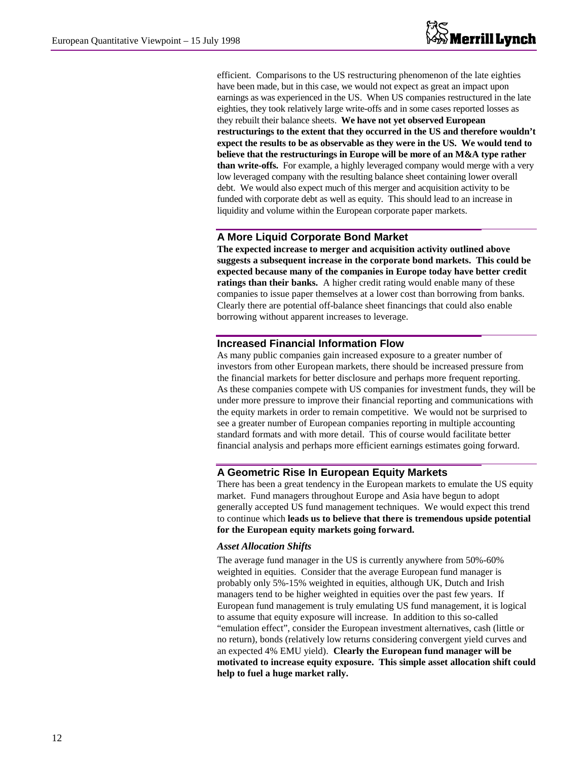efficient. Comparisons to the US restructuring phenomenon of the late eighties have been made, but in this case, we would not expect as great an impact upon earnings as was experienced in the US. When US companies restructured in the late eighties, they took relatively large write-offs and in some cases reported losses as they rebuilt their balance sheets. **We have not yet observed European restructurings to the extent that they occurred in the US and therefore wouldn't expect the results to be as observable as they were in the US. We would tend to believe that the restructurings in Europe will be more of an M&A type rather than write-offs.** For example, a highly leveraged company would merge with a very low leveraged company with the resulting balance sheet containing lower overall debt. We would also expect much of this merger and acquisition activity to be funded with corporate debt as well as equity. This should lead to an increase in liquidity and volume within the European corporate paper markets.

## A More Liquid Corporate Bond Market

**The expected increase to merger and acquisition activity outlined above suggests a subsequent increase in the corporate bond markets. This could be expected because many of the companies in Europe today have better credit ratings than their banks.** A higher credit rating would enable many of these companies to issue paper themselves at a lower cost than borrowing from banks. Clearly there are potential off-balance sheet financings that could also enable borrowing without apparent increases to leverage.

## Increased Financial Information Flow

As many public companies gain increased exposure to a greater number of investors from other European markets, there should be increased pressure from the financial markets for better disclosure and perhaps more frequent reporting. As these companies compete with US companies for investment funds, they will be under more pressure to improve their financial reporting and communications with the equity markets in order to remain competitive. We would not be surprised to see a greater number of European companies reporting in multiple accounting standard formats and with more detail. This of course would facilitate better financial analysis and perhaps more efficient earnings estimates going forward.

## A Geometric Rise In European Equity Markets

There has been a great tendency in the European markets to emulate the US equity market. Fund managers throughout Europe and Asia have begun to adopt generally accepted US fund management techniques. We would expect this trend to continue which **leads us to believe that there is tremendous upside potential for the European equity markets going forward.**

### *Asset Allocation Shifts*

The average fund manager in the US is currently anywhere from 50%-60% weighted in equities. Consider that the average European fund manager is probably only 5%-15% weighted in equities, although UK, Dutch and Irish managers tend to be higher weighted in equities over the past few years. If European fund management is truly emulating US fund management, it is logical to assume that equity exposure will increase. In addition to this so-called "emulation effect", consider the European investment alternatives, cash (little or no return), bonds (relatively low returns considering convergent yield curves and an expected 4% EMU yield). **Clearly the European fund manager will be motivated to increase equity exposure. This simple asset allocation shift could help to fuel a huge market rally.**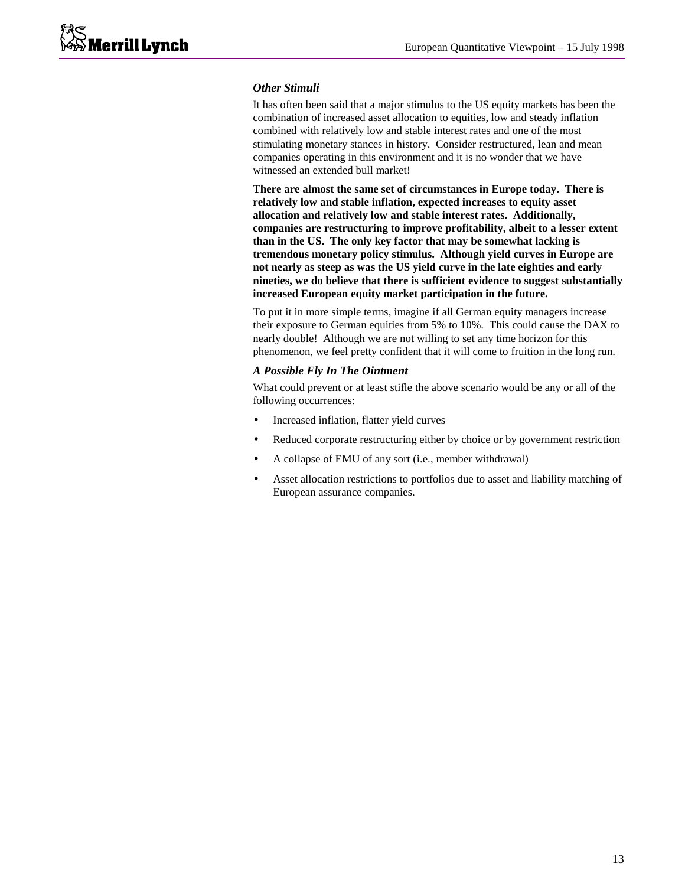### *Other Stimuli*

It has often been said that a major stimulus to the US equity markets has been the combination of increased asset allocation to equities, low and steady inflation combined with relatively low and stable interest rates and one of the most stimulating monetary stances in history. Consider restructured, lean and mean companies operating in this environment and it is no wonder that we have witnessed an extended bull market!

**There are almost the same set of circumstances in Europe today. There is relatively low and stable inflation, expected increases to equity asset allocation and relatively low and stable interest rates. Additionally, companies are restructuring to improve profitability, albeit to a lesser extent than in the US. The only key factor that may be somewhat lacking is tremendous monetary policy stimulus. Although yield curves in Europe are not nearly as steep as was the US yield curve in the late eighties and early nineties, we do believe that there is sufficient evidence to suggest substantially increased European equity market participation in the future.**

To put it in more simple terms, imagine if all German equity managers increase their exposure to German equities from 5% to 10%. This could cause the DAX to nearly double! Although we are not willing to set any time horizon for this phenomenon, we feel pretty confident that it will come to fruition in the long run.

### *A Possible Fly In The Ointment*

What could prevent or at least stifle the above scenario would be any or all of the following occurrences:

- Increased inflation, flatter yield curves
- Reduced corporate restructuring either by choice or by government restriction
- A collapse of EMU of any sort (i.e., member withdrawal)
- Asset allocation restrictions to portfolios due to asset and liability matching of European assurance companies.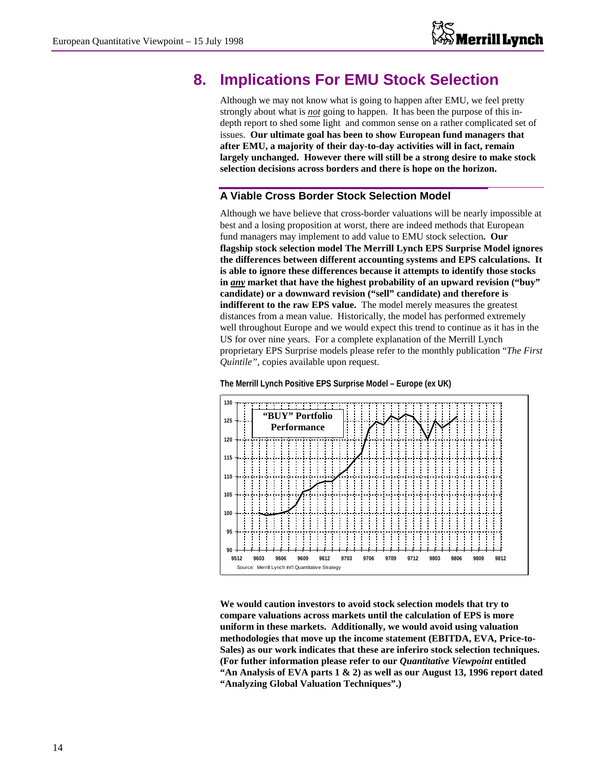# 8. Implications For EMU Stock Selection

Although we may not know what is going to happen after EMU, we feel pretty strongly about what is *not* going to happen. It has been the purpose of this in-depth report to shed some light and common sense on a rather complicated set of issues. **Our ultimate goal has been to show European fund managers that after EMU, a majority of their day-to-day activities will in fact, remain largely unchanged. However there will still be a strong desire to make stock selection decisions across borders and there is hope on the horizon.**

## A Viable Cross Border Stock Selection Model

Although we have believe that cross-border valuations will be nearly impossible at best and a losing proposition at worst, there are indeed methods that European fund managers may implement to add value to EMU stock selection**. Our flagship stock selection model The Merrill Lynch EPS Surprise Model ignores the differences between different accounting systems and EPS calculations. It is able to ignore these differences because it attempts to identify those stocks in *any* market that have the highest probability of an upward revision ("buy" candidate) or a downward revision ("sell" candidate) and therefore is indifferent to the raw EPS value.** The model merely measures the greatest distances from a mean value. Historically, the model has performed extremely well throughout Europe and we would expect this trend to continue as it has in the US for over nine years. For a complete explanation of the Merrill Lynch proprietary EPS Surprise models please refer to the monthly publication "*The First Quintile"*, copies available upon request.

**The Merrill Lynch Positive EPS Surprise Model – Europe (ex UK)**

"BUY" Portfolio Performance

Source: Merrill Lynch Int'l Quantitative Strategy

**We would caution investors to avoid stock selection models that try to compare valuations across markets until the calculation of EPS is more uniform in these markets. Additionally, we would avoid using valuation methodologies that move up the income statement (EBITDA, EVA, Price-to-Sales) as our work indicates that these are inferiro stock selection techniques. (For futher information please refer to our *Quantitative Viewpoint* entitled "An Analysis of EVA parts 1 & 2) as well as our August 13, 1996 report dated "Analyzing Global Valuation Techniques".)**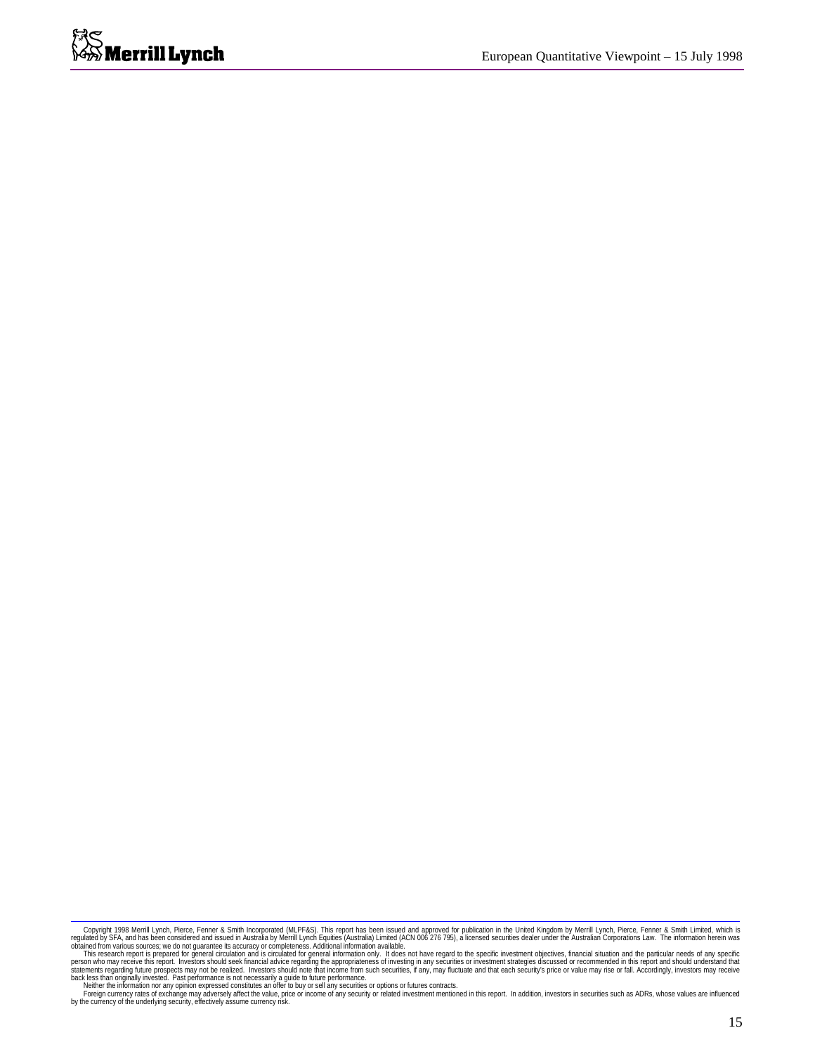Copyright 1998 Merrill Lynch, Pierce, Fenner & Smith Incorporated (MLPF&S). This report has been issued and approved for publication in the United Kingdom by Merrill Lynch, Pierce, Fenner & Smith Limited, which is regulated by SFA, and has been considered and issued in Australia by Merrill Lynch Equities (Australia) Limited (ACN 006 276 795), a licensed securities dealer under the Australian Corporations Law. The information herein was obtained from various sources; we do not guarantee its accuracy or completeness. Additional information available.

This research report is prepared for general circulation and is circulated for general information only. It does not have regard to the specific investment objectives, financial situation and the particular needs of any specific person who may receive this report. Investors should seek financial advice regarding the appropriateness of investing in any securities or investment strategies discussed or recommended in this report and should understand that statements regarding future prospects may not be realized. Investors should note that income from such securities, if any, may fluctuate and that each security's price or value may rise or fall. Accordingly, investors may receive back less than originally invested. Past performance is not necessarily a guide to future performance.

Neither the information nor any opinion expressed constitutes an offer to buy or sell any securities or options or futures contracts.

Foreign currency rates of exchange may adversely affect the value, price or income of any security or related investment mentioned in this report. In addition, investors in securities such as ADRs, whose values are influenced by the currency of the underlying security, effectively assume currency risk.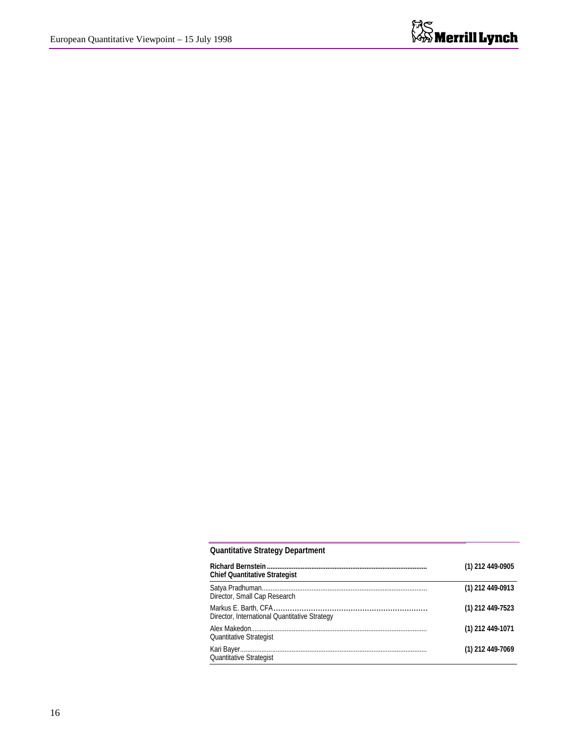**Quantitative Strategy Department**

| | |
|---|---|
| **Richard Bernstein** ........................................................................................ **Chief Quantitative Strategist** | **(1) 212 449-0905** |
| Satya Pradhuman........................................................................................ Director, Small Cap Research | **(1) 212 449-0913** |
| Markus E. Barth, CFA........................................................................ Director, International Quantitative Strategy | **(1) 212 449-7523** |
| Alex Makedon........................................................................................ Quantitative Strategist | **(1) 212 449-1071** |
| Kari Bayer........................................................................................ Quantitative Strategist | **(1) 212 449-7069** |